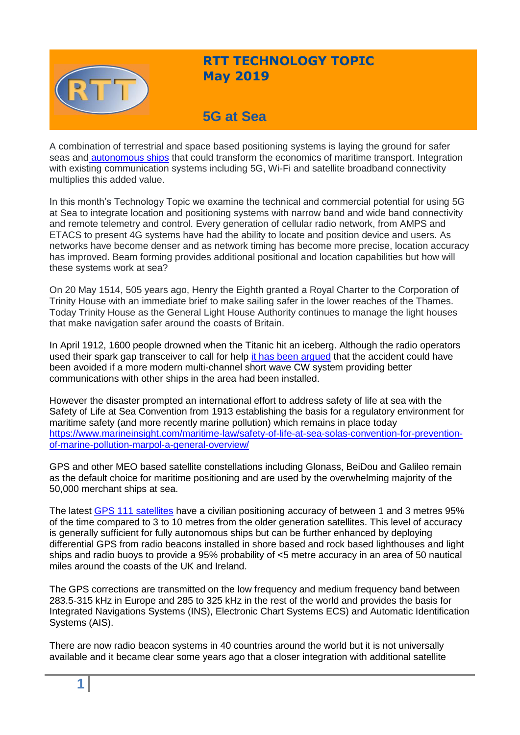# RTT TECHNOLOGY TOPIC
## May 2019

## 5G at Sea

A combination of terrestrial and space based positioning systems is laying the ground for safer seas and autonomous ships that could transform the economics of maritime transport. Integration with existing communication systems including 5G, Wi-Fi and satellite broadband connectivity multiplies this added value.

In this month's Technology Topic we examine the technical and commercial potential for using 5G at Sea to integrate location and positioning systems with narrow band and wide band connectivity and remote telemetry and control. Every generation of cellular radio network, from AMPS and ETACS to present 4G systems have had the ability to locate and position device and users. As networks have become denser and as network timing has become more precise, location accuracy has improved. Beam forming provides additional positional and location capabilities but how will these systems work at sea?

On 20 May 1514, 505 years ago, Henry the Eighth granted a Royal Charter to the Corporation of Trinity House with an immediate brief to make sailing safer in the lower reaches of the Thames. Today Trinity House as the General Light House Authority continues to manage the light houses that make navigation safer around the coasts of Britain.

In April 1912, 1600 people drowned when the Titanic hit an iceberg. Although the radio operators used their spark gap transceiver to call for help it has been argued that the accident could have been avoided if a more modern multi-channel short wave CW system providing better communications with other ships in the area had been installed.

However the disaster prompted an international effort to address safety of life at sea with the Safety of Life at Sea Convention from 1913 establishing the basis for a regulatory environment for maritime safety (and more recently marine pollution) which remains in place today https://www.marineinsight.com/maritime-law/safety-of-life-at-sea-solas-convention-for-prevention-of-marine-pollution-marpol-a-general-overview/

GPS and other MEO based satellite constellations including Glonass, BeiDou and Galileo remain as the default choice for maritime positioning and are used by the overwhelming majority of the 50,000 merchant ships at sea.

The latest GPS 111 satellites have a civilian positioning accuracy of between 1 and 3 metres 95% of the time compared to 3 to 10 metres from the older generation satellites. This level of accuracy is generally sufficient for fully autonomous ships but can be further enhanced by deploying differential GPS from radio beacons installed in shore based and rock based lighthouses and light ships and radio buoys to provide a 95% probability of <5 metre accuracy in an area of 50 nautical miles around the coasts of the UK and Ireland.

The GPS corrections are transmitted on the low frequency and medium frequency band between 283.5-315 kHz in Europe and 285 to 325 kHz in the rest of the world and provides the basis for Integrated Navigations Systems (INS), Electronic Chart Systems ECS) and Automatic Identification Systems (AIS).

There are now radio beacon systems in 40 countries around the world but it is not universally available and it became clear some years ago that a closer integration with additional satellite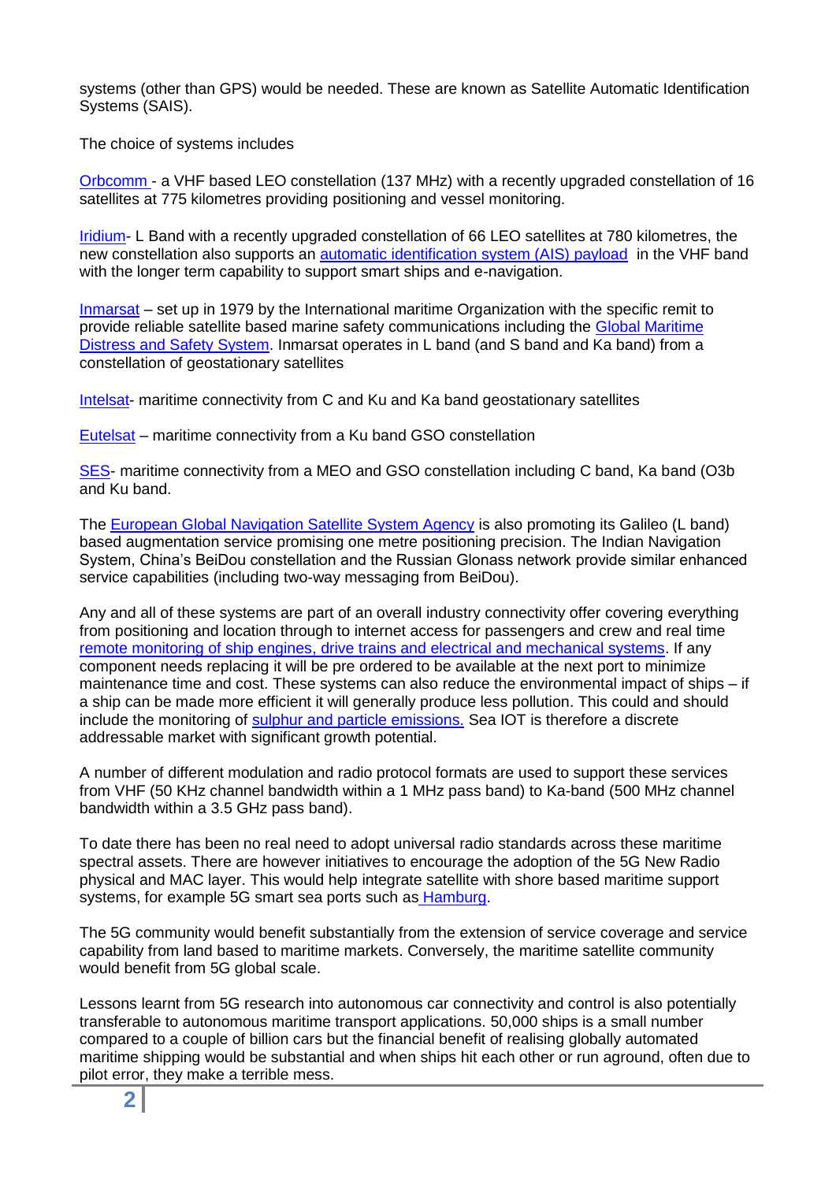systems (other than GPS) would be needed. These are known as Satellite Automatic Identification Systems (SAIS).

The choice of systems includes

Orbcomm - a VHF based LEO constellation (137 MHz) with a recently upgraded constellation of 16 satellites at 775 kilometres providing positioning and vessel monitoring.

Iridium- L Band with a recently upgraded constellation of 66 LEO satellites at 780 kilometres, the new constellation also supports an automatic identification system (AIS) payload in the VHF band with the longer term capability to support smart ships and e-navigation.

Inmarsat – set up in 1979 by the International maritime Organization with the specific remit to provide reliable satellite based marine safety communications including the Global Maritime Distress and Safety System. Inmarsat operates in L band (and S band and Ka band) from a constellation of geostationary satellites

Intelsat- maritime connectivity from C and Ku and Ka band geostationary satellites

Eutelsat – maritime connectivity from a Ku band GSO constellation

SES- maritime connectivity from a MEO and GSO constellation including C band, Ka band (O3b and Ku band.

The European Global Navigation Satellite System Agency is also promoting its Galileo (L band) based augmentation service promising one metre positioning precision. The Indian Navigation System, China's BeiDou constellation and the Russian Glonass network provide similar enhanced service capabilities (including two-way messaging from BeiDou).

Any and all of these systems are part of an overall industry connectivity offer covering everything from positioning and location through to internet access for passengers and crew and real time remote monitoring of ship engines, drive trains and electrical and mechanical systems. If any component needs replacing it will be pre ordered to be available at the next port to minimize maintenance time and cost. These systems can also reduce the environmental impact of ships – if a ship can be made more efficient it will generally produce less pollution. This could and should include the monitoring of sulphur and particle emissions. Sea IOT is therefore a discrete addressable market with significant growth potential.

A number of different modulation and radio protocol formats are used to support these services from VHF (50 KHz channel bandwidth within a 1 MHz pass band) to Ka-band (500 MHz channel bandwidth within a 3.5 GHz pass band).

To date there has been no real need to adopt universal radio standards across these maritime spectral assets. There are however initiatives to encourage the adoption of the 5G New Radio physical and MAC layer. This would help integrate satellite with shore based maritime support systems, for example 5G smart sea ports such as Hamburg.

The 5G community would benefit substantially from the extension of service coverage and service capability from land based to maritime markets. Conversely, the maritime satellite community would benefit from 5G global scale.

Lessons learnt from 5G research into autonomous car connectivity and control is also potentially transferable to autonomous maritime transport applications. 50,000 ships is a small number compared to a couple of billion cars but the financial benefit of realising globally automated maritime shipping would be substantial and when ships hit each other or run aground, often due to pilot error, they make a terrible mess.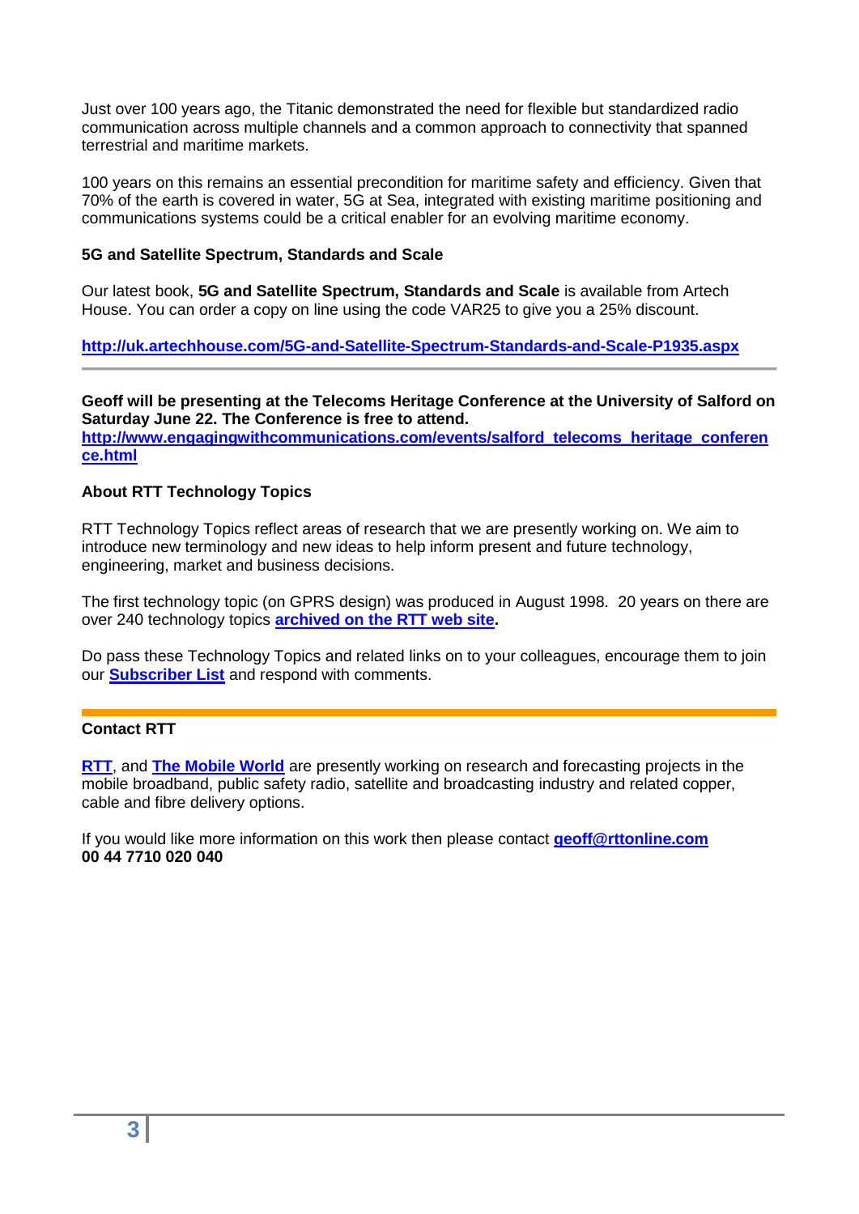Just over 100 years ago, the Titanic demonstrated the need for flexible but standardized radio communication across multiple channels and a common approach to connectivity that spanned terrestrial and maritime markets.

100 years on this remains an essential precondition for maritime safety and efficiency. Given that 70% of the earth is covered in water, 5G at Sea, integrated with existing maritime positioning and communications systems could be a critical enabler for an evolving maritime economy.

### 5G and Satellite Spectrum, Standards and Scale

Our latest book, **5G and Satellite Spectrum, Standards and Scale** is available from Artech House. You can order a copy on line using the code VAR25 to give you a 25% discount.

**http://uk.artechhouse.com/5G-and-Satellite-Spectrum-Standards-and-Scale-P1935.aspx**

---

**Geoff will be presenting at the Telecoms Heritage Conference at the University of Salford on Saturday June 22. The Conference is free to attend.**
**http://www.engagingwithcommunications.com/events/salford_telecoms_heritage_conference.html**

### About RTT Technology Topics

RTT Technology Topics reflect areas of research that we are presently working on. We aim to introduce new terminology and new ideas to help inform present and future technology, engineering, market and business decisions.

The first technology topic (on GPRS design) was produced in August 1998. 20 years on there are over 240 technology topics **archived on the RTT web site.**

Do pass these Technology Topics and related links on to your colleagues, encourage them to join our **Subscriber List** and respond with comments.

---

### Contact RTT

**RTT**, and **The Mobile World** are presently working on research and forecasting projects in the mobile broadband, public safety radio, satellite and broadcasting industry and related copper, cable and fibre delivery options.

If you would like more information on this work then please contact **geoff@rttonline.com**
**00 44 7710 020 040**